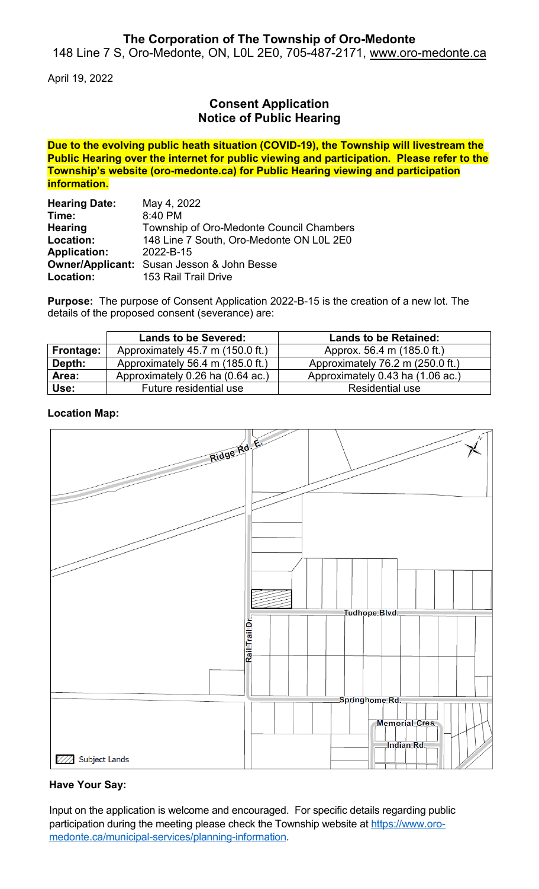**The Corporation of The Township of Oro-Medonte**
148 Line 7 S, Oro-Medonte, ON, L0L 2E0, 705-487-2171, www.oro-medonte.ca

April 19, 2022

## Consent Application
## Notice of Public Hearing

**Due to the evolving public heath situation (COVID-19), the Township will livestream the Public Hearing over the internet for public viewing and participation. Please refer to the Township's website (oro-medonte.ca) for Public Hearing viewing and participation information.**

**Hearing Date:** May 4, 2022
**Time:** 8:40 PM
**Hearing Location:** Township of Oro-Medonte Council Chambers, 148 Line 7 South, Oro-Medonte ON L0L 2E0
**Application:** 2022-B-15
**Owner/Applicant:** Susan Jesson & John Besse
**Location:** 153 Rail Trail Drive

**Purpose:** The purpose of Consent Application 2022-B-15 is the creation of a new lot. The details of the proposed consent (severance) are:

| | Lands to be Severed: | Lands to be Retained: |
|---|---|---|
| **Frontage:** | Approximately 45.7 m (150.0 ft.) | Approx. 56.4 m (185.0 ft.) |
| **Depth:** | Approximately 56.4 m (185.0 ft.) | Approximately 76.2 m (250.0 ft.) |
| **Area:** | Approximately 0.26 ha (0.64 ac.) | Approximately 0.43 ha (1.06 ac.) |
| **Use:** | Future residential use | Residential use |

**Location Map:**

Ridge Rd. E.

Rail Trail Dr.

Tudhope Blvd.

Springhome Rd.

Memorial Cres.

Indian Rd.

Subject Lands

**Have Your Say:**

Input on the application is welcome and encouraged. For specific details regarding public participation during the meeting please check the Township website at https://www.oro-medonte.ca/municipal-services/planning-information.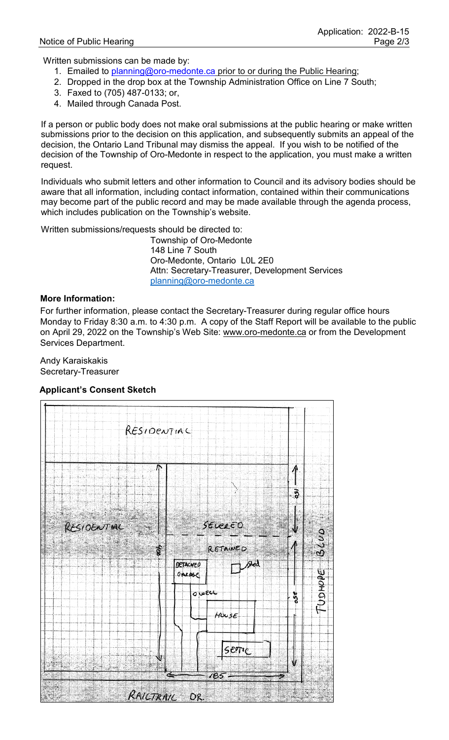Written submissions can be made by:

1. Emailed to planning@oro-medonte.ca prior to or during the Public Hearing;
2. Dropped in the drop box at the Township Administration Office on Line 7 South;
3. Faxed to (705) 487-0133; or,
4. Mailed through Canada Post.

If a person or public body does not make oral submissions at the public hearing or make written submissions prior to the decision on this application, and subsequently submits an appeal of the decision, the Ontario Land Tribunal may dismiss the appeal. If you wish to be notified of the decision of the Township of Oro-Medonte in respect to the application, you must make a written request.

Individuals who submit letters and other information to Council and its advisory bodies should be aware that all information, including contact information, contained within their communications may become part of the public record and may be made available through the agenda process, which includes publication on the Township's website.

Written submissions/requests should be directed to:

Township of Oro-Medonte
148 Line 7 South
Oro-Medonte, Ontario L0L 2E0
Attn: Secretary-Treasurer, Development Services
planning@oro-medonte.ca

**More Information:**

For further information, please contact the Secretary-Treasurer during regular office hours Monday to Friday 8:30 a.m. to 4:30 p.m. A copy of the Staff Report will be available to the public on April 29, 2022 on the Township's Web Site: www.oro-medonte.ca or from the Development Services Department.

Andy Karaiskakis
Secretary-Treasurer

**Applicant's Consent Sketch**

RESIDENTIAL

RESIDENTIAL

SEVERED

RETAINED

DETACHED GARAGE

Shed

WELL

HOUSE

SEPTIC

408

150

258

185

TUDHOPE BLVD

RAILTRAIL DR.